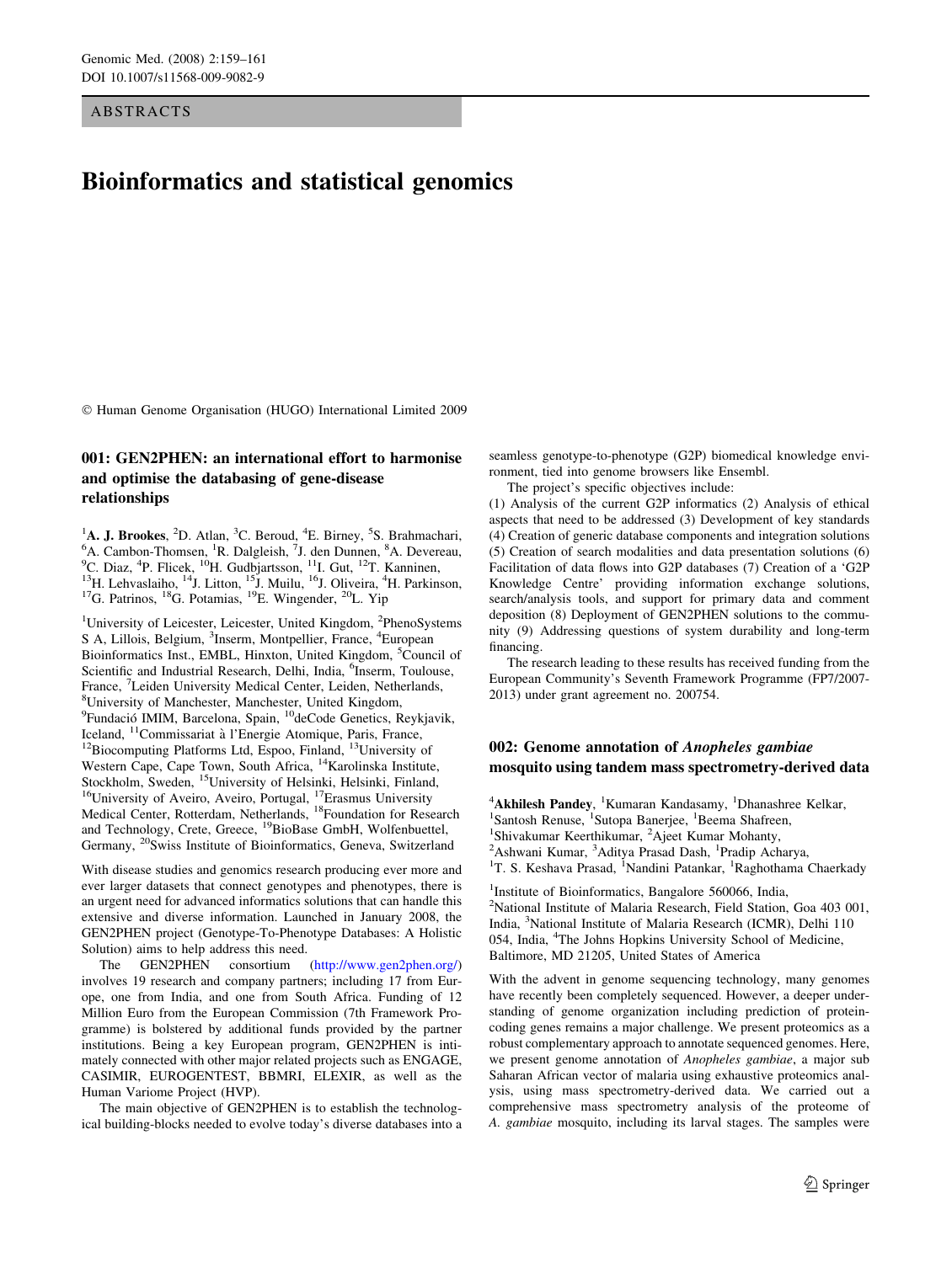ABSTRACTS

# Bioinformatics and statistical genomics

© Human Genome Organisation (HUGO) International Limited 2009

## 001: GEN2PHEN: an international effort to harmonise and optimise the databasing of gene-disease relationships

[1]**A. J. Brookes**, [2]D. Atlan, [3]C. Beroud, [4]E. Birney, [5]S. Brahmachari, [6]A. Cambon-Thomsen, [1]R. Dalgleish, [7]J. den Dunnen, [8]A. Devereau, [9]C. Diaz, [4]P. Flicek, [10]H. Gudbjartsson, [11]I. Gut, [12]T. Kanninen, [13]H. Lehvaslaiho, [14]J. Litton, [15]J. Muilu, [16]J. Oliveira, [4]H. Parkinson, [17]G. Patrinos, [18]G. Potamias, [19]E. Wingender, [20]L. Yip

[1]University of Leicester, Leicester, United Kingdom, [2]PhenoSystems S A, Lillois, Belgium, [3]Inserm, Montpellier, France, [4]European Bioinformatics Inst., EMBL, Hinxton, United Kingdom, [5]Council of Scientific and Industrial Research, Delhi, India, [6]Inserm, Toulouse, France, [7]Leiden University Medical Center, Leiden, Netherlands, [8]University of Manchester, Manchester, United Kingdom, [9]Fundació IMIM, Barcelona, Spain, [10]deCode Genetics, Reykjavik, Iceland, [11]Commissariat à l'Energie Atomique, Paris, France, [12]Biocomputing Platforms Ltd, Espoo, Finland, [13]University of Western Cape, Cape Town, South Africa, [14]Karolinska Institute, Stockholm, Sweden, [15]University of Helsinki, Helsinki, Finland, [16]University of Aveiro, Aveiro, Portugal, [17]Erasmus University Medical Center, Rotterdam, Netherlands, [18]Foundation for Research and Technology, Crete, Greece, [19]BioBase GmbH, Wolfenbuettel, Germany, [20]Swiss Institute of Bioinformatics, Geneva, Switzerland

With disease studies and genomics research producing ever more and ever larger datasets that connect genotypes and phenotypes, there is an urgent need for advanced informatics solutions that can handle this extensive and diverse information. Launched in January 2008, the GEN2PHEN project (Genotype-To-Phenotype Databases: A Holistic Solution) aims to help address this need.

The GEN2PHEN consortium (http://www.gen2phen.org/) involves 19 research and company partners; including 17 from Europe, one from India, and one from South Africa. Funding of 12 Million Euro from the European Commission (7th Framework Programme) is bolstered by additional funds provided by the partner institutions. Being a key European program, GEN2PHEN is intimately connected with other major related projects such as ENGAGE, CASIMIR, EUROGENTEST, BBMRI, ELEXIR, as well as the Human Variome Project (HVP).

The main objective of GEN2PHEN is to establish the technological building-blocks needed to evolve today's diverse databases into a seamless genotype-to-phenotype (G2P) biomedical knowledge environment, tied into genome browsers like Ensembl.

The project's specific objectives include:

(1) Analysis of the current G2P informatics (2) Analysis of ethical aspects that need to be addressed (3) Development of key standards (4) Creation of generic database components and integration solutions (5) Creation of search modalities and data presentation solutions (6) Facilitation of data flows into G2P databases (7) Creation of a 'G2P Knowledge Centre' providing information exchange solutions, search/analysis tools, and support for primary data and comment deposition (8) Deployment of GEN2PHEN solutions to the community (9) Addressing questions of system durability and long-term financing.

The research leading to these results has received funding from the European Community's Seventh Framework Programme (FP7/2007-2013) under grant agreement no. 200754.

## 002: Genome annotation of *Anopheles gambiae* mosquito using tandem mass spectrometry-derived data

[4]**Akhilesh Pandey**, [1]Kumaran Kandasamy, [1]Dhanashree Kelkar, [1]Santosh Renuse, [1]Sutopa Banerjee, [1]Beema Shafreen, [1]Shivakumar Keerthikumar, [2]Ajeet Kumar Mohanty, [2]Ashwani Kumar, [3]Aditya Prasad Dash, [1]Pradip Acharya, [1]T. S. Keshava Prasad, [1]Nandini Patankar, [1]Raghothama Chaerkady

[1]Institute of Bioinformatics, Bangalore 560066, India, [2]National Institute of Malaria Research, Field Station, Goa 403 001, India, [3]National Institute of Malaria Research (ICMR), Delhi 110 054, India, [4]The Johns Hopkins University School of Medicine, Baltimore, MD 21205, United States of America

With the advent in genome sequencing technology, many genomes have recently been completely sequenced. However, a deeper understanding of genome organization including prediction of protein-coding genes remains a major challenge. We present proteomics as a robust complementary approach to annotate sequenced genomes. Here, we present genome annotation of *Anopheles gambiae*, a major sub Saharan African vector of malaria using exhaustive proteomics analysis, using mass spectrometry-derived data. We carried out a comprehensive mass spectrometry analysis of the proteome of *A. gambiae* mosquito, including its larval stages. The samples were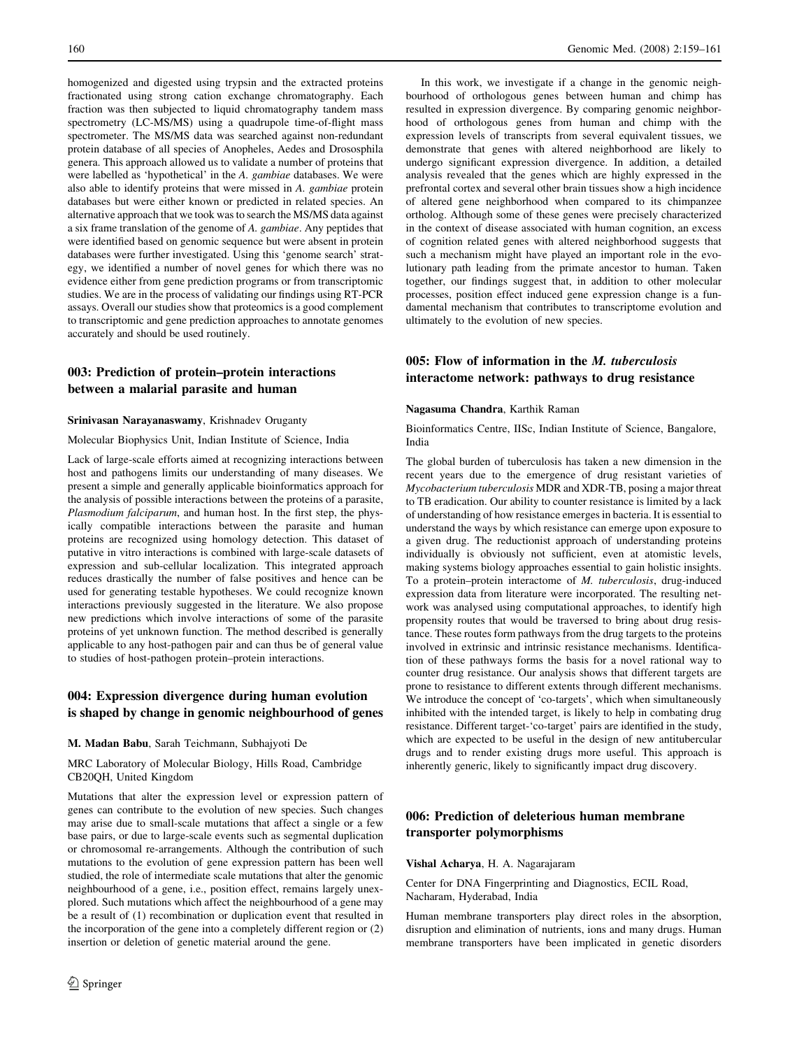homogenized and digested using trypsin and the extracted proteins fractionated using strong cation exchange chromatography. Each fraction was then subjected to liquid chromatography tandem mass spectrometry (LC-MS/MS) using a quadrupole time-of-flight mass spectrometer. The MS/MS data was searched against non-redundant protein database of all species of Anopheles, Aedes and Drososphila genera. This approach allowed us to validate a number of proteins that were labelled as 'hypothetical' in the *A. gambiae* databases. We were also able to identify proteins that were missed in *A. gambiae* protein databases but were either known or predicted in related species. An alternative approach that we took was to search the MS/MS data against a six frame translation of the genome of *A. gambiae*. Any peptides that were identified based on genomic sequence but were absent in protein databases were further investigated. Using this 'genome search' strategy, we identified a number of novel genes for which there was no evidence either from gene prediction programs or from transcriptomic studies. We are in the process of validating our findings using RT-PCR assays. Overall our studies show that proteomics is a good complement to transcriptomic and gene prediction approaches to annotate genomes accurately and should be used routinely.

## 003: Prediction of protein–protein interactions between a malarial parasite and human

**Srinivasan Narayanaswamy**, Krishnadev Oruganty

Molecular Biophysics Unit, Indian Institute of Science, India

Lack of large-scale efforts aimed at recognizing interactions between host and pathogens limits our understanding of many diseases. We present a simple and generally applicable bioinformatics approach for the analysis of possible interactions between the proteins of a parasite, *Plasmodium falciparum*, and human host. In the first step, the physically compatible interactions between the parasite and human proteins are recognized using homology detection. This dataset of putative in vitro interactions is combined with large-scale datasets of expression and sub-cellular localization. This integrated approach reduces drastically the number of false positives and hence can be used for generating testable hypotheses. We could recognize known interactions previously suggested in the literature. We also propose new predictions which involve interactions of some of the parasite proteins of yet unknown function. The method described is generally applicable to any host-pathogen pair and can thus be of general value to studies of host-pathogen protein–protein interactions.

## 004: Expression divergence during human evolution is shaped by change in genomic neighbourhood of genes

**M. Madan Babu**, Sarah Teichmann, Subhajyoti De

MRC Laboratory of Molecular Biology, Hills Road, Cambridge CB20QH, United Kingdom

Mutations that alter the expression level or expression pattern of genes can contribute to the evolution of new species. Such changes may arise due to small-scale mutations that affect a single or a few base pairs, or due to large-scale events such as segmental duplication or chromosomal re-arrangements. Although the contribution of such mutations to the evolution of gene expression pattern has been well studied, the role of intermediate scale mutations that alter the genomic neighbourhood of a gene, i.e., position effect, remains largely unexplored. Such mutations which affect the neighbourhood of a gene may be a result of (1) recombination or duplication event that resulted in the incorporation of the gene into a completely different region or (2) insertion or deletion of genetic material around the gene.

In this work, we investigate if a change in the genomic neighbourhood of orthologous genes between human and chimp has resulted in expression divergence. By comparing genomic neighborhood of orthologous genes from human and chimp with the expression levels of transcripts from several equivalent tissues, we demonstrate that genes with altered neighborhood are likely to undergo significant expression divergence. In addition, a detailed analysis revealed that the genes which are highly expressed in the prefrontal cortex and several other brain tissues show a high incidence of altered gene neighborhood when compared to its chimpanzee ortholog. Although some of these genes were precisely characterized in the context of disease associated with human cognition, an excess of cognition related genes with altered neighborhood suggests that such a mechanism might have played an important role in the evolutionary path leading from the primate ancestor to human. Taken together, our findings suggest that, in addition to other molecular processes, position effect induced gene expression change is a fundamental mechanism that contributes to transcriptome evolution and ultimately to the evolution of new species.

## 005: Flow of information in the *M. tuberculosis* interactome network: pathways to drug resistance

**Nagasuma Chandra**, Karthik Raman

Bioinformatics Centre, IISc, Indian Institute of Science, Bangalore, India

The global burden of tuberculosis has taken a new dimension in the recent years due to the emergence of drug resistant varieties of *Mycobacterium tuberculosis* MDR and XDR-TB, posing a major threat to TB eradication. Our ability to counter resistance is limited by a lack of understanding of how resistance emerges in bacteria. It is essential to understand the ways by which resistance can emerge upon exposure to a given drug. The reductionist approach of understanding proteins individually is obviously not sufficient, even at atomistic levels, making systems biology approaches essential to gain holistic insights. To a protein–protein interactome of *M. tuberculosis*, drug-induced expression data from literature were incorporated. The resulting network was analysed using computational approaches, to identify high propensity routes that would be traversed to bring about drug resistance. These routes form pathways from the drug targets to the proteins involved in extrinsic and intrinsic resistance mechanisms. Identification of these pathways forms the basis for a novel rational way to counter drug resistance. Our analysis shows that different targets are prone to resistance to different extents through different mechanisms. We introduce the concept of 'co-targets', which when simultaneously inhibited with the intended target, is likely to help in combating drug resistance. Different target-'co-target' pairs are identified in the study, which are expected to be useful in the design of new antitubercular drugs and to render existing drugs more useful. This approach is inherently generic, likely to significantly impact drug discovery.

## 006: Prediction of deleterious human membrane transporter polymorphisms

**Vishal Acharya**, H. A. Nagarajaram

Center for DNA Fingerprinting and Diagnostics, ECIL Road, Nacharam, Hyderabad, India

Human membrane transporters play direct roles in the absorption, disruption and elimination of nutrients, ions and many drugs. Human membrane transporters have been implicated in genetic disorders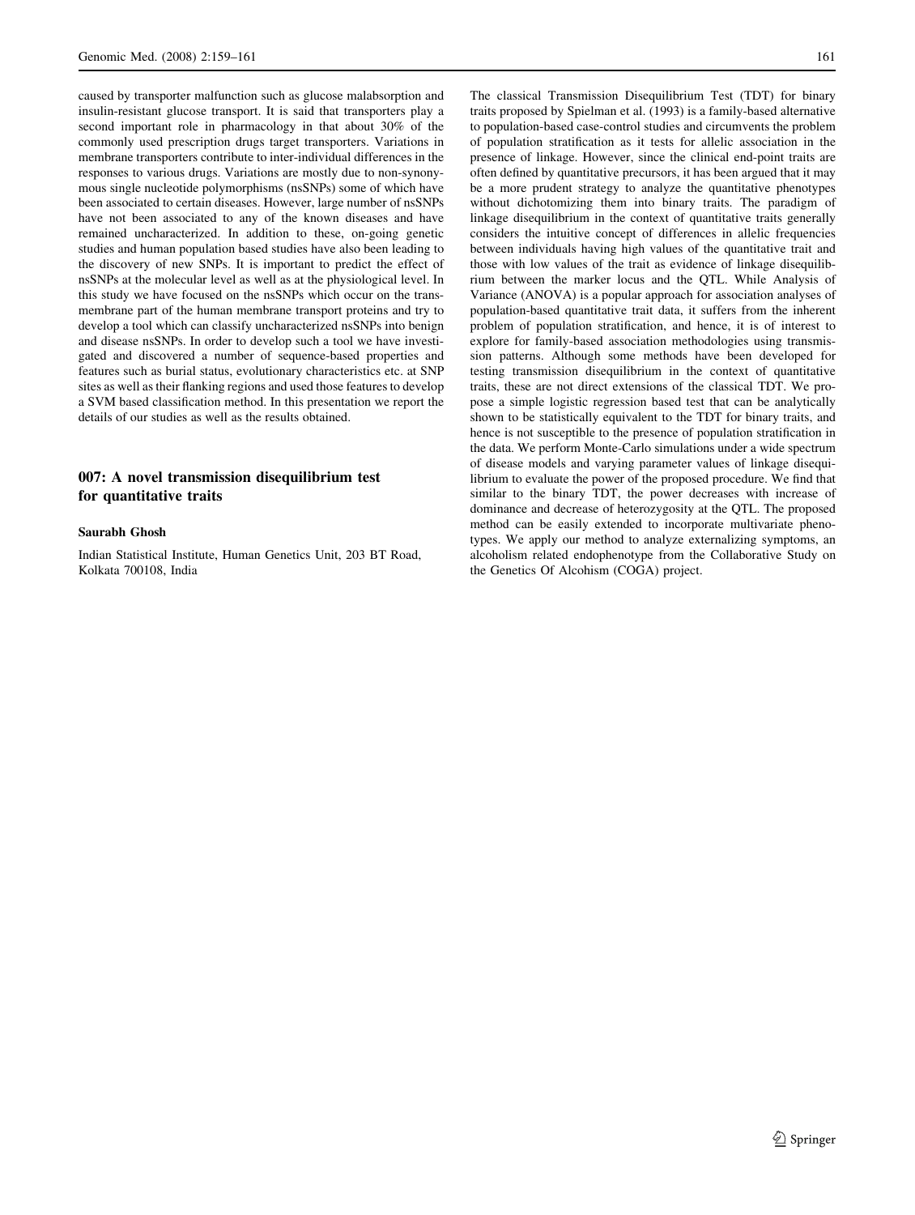caused by transporter malfunction such as glucose malabsorption and insulin-resistant glucose transport. It is said that transporters play a second important role in pharmacology in that about 30% of the commonly used prescription drugs target transporters. Variations in membrane transporters contribute to inter-individual differences in the responses to various drugs. Variations are mostly due to non-synonymous single nucleotide polymorphisms (nsSNPs) some of which have been associated to certain diseases. However, large number of nsSNPs have not been associated to any of the known diseases and have remained uncharacterized. In addition to these, on-going genetic studies and human population based studies have also been leading to the discovery of new SNPs. It is important to predict the effect of nsSNPs at the molecular level as well as at the physiological level. In this study we have focused on the nsSNPs which occur on the transmembrane part of the human membrane transport proteins and try to develop a tool which can classify uncharacterized nsSNPs into benign and disease nsSNPs. In order to develop such a tool we have investigated and discovered a number of sequence-based properties and features such as burial status, evolutionary characteristics etc. at SNP sites as well as their flanking regions and used those features to develop a SVM based classification method. In this presentation we report the details of our studies as well as the results obtained.

## 007: A novel transmission disequilibrium test for quantitative traits

**Saurabh Ghosh**

Indian Statistical Institute, Human Genetics Unit, 203 BT Road, Kolkata 700108, India

The classical Transmission Disequilibrium Test (TDT) for binary traits proposed by Spielman et al. (1993) is a family-based alternative to population-based case-control studies and circumvents the problem of population stratification as it tests for allelic association in the presence of linkage. However, since the clinical end-point traits are often defined by quantitative precursors, it has been argued that it may be a more prudent strategy to analyze the quantitative phenotypes without dichotomizing them into binary traits. The paradigm of linkage disequilibrium in the context of quantitative traits generally considers the intuitive concept of differences in allelic frequencies between individuals having high values of the quantitative trait and those with low values of the trait as evidence of linkage disequilibrium between the marker locus and the QTL. While Analysis of Variance (ANOVA) is a popular approach for association analyses of population-based quantitative trait data, it suffers from the inherent problem of population stratification, and hence, it is of interest to explore for family-based association methodologies using transmission patterns. Although some methods have been developed for testing transmission disequilibrium in the context of quantitative traits, these are not direct extensions of the classical TDT. We propose a simple logistic regression based test that can be analytically shown to be statistically equivalent to the TDT for binary traits, and hence is not susceptible to the presence of population stratification in the data. We perform Monte-Carlo simulations under a wide spectrum of disease models and varying parameter values of linkage disequilibrium to evaluate the power of the proposed procedure. We find that similar to the binary TDT, the power decreases with increase of dominance and decrease of heterozygosity at the QTL. The proposed method can be easily extended to incorporate multivariate phenotypes. We apply our method to analyze externalizing symptoms, an alcoholism related endophenotype from the Collaborative Study on the Genetics Of Alcohism (COGA) project.